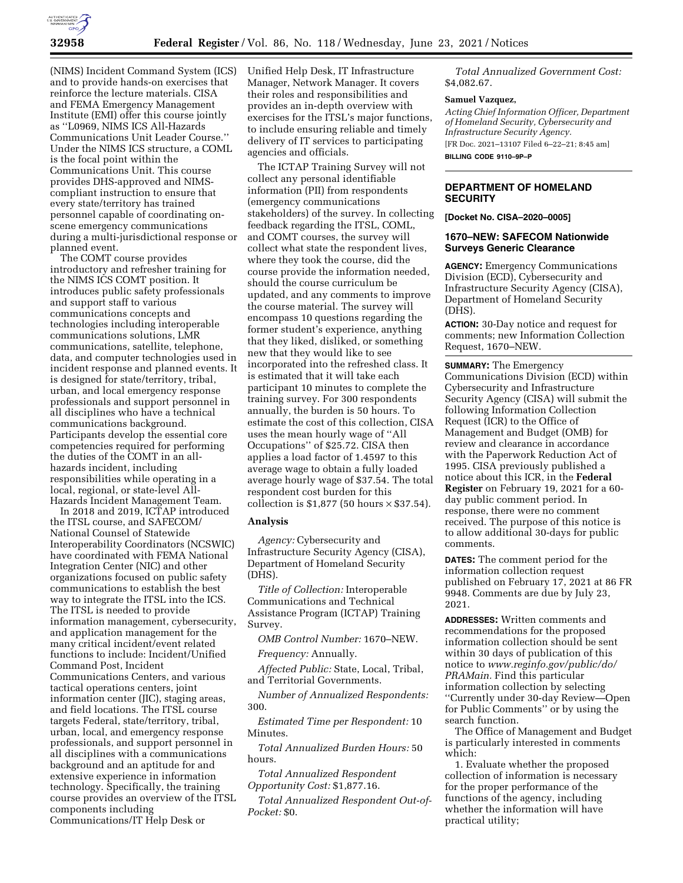(NIMS) Incident Command System (ICS) and to provide hands-on exercises that reinforce the lecture materials. CISA and FEMA Emergency Management Institute (EMI) offer this course jointly as ''L0969, NIMS ICS All-Hazards Communications Unit Leader Course.'' Under the NIMS ICS structure, a COML is the focal point within the Communications Unit. This course provides DHS-approved and NIMS-compliant instruction to ensure that every state/territory has trained personnel capable of coordinating on-scene emergency communications during a multi-jurisdictional response or planned event.

The COMT course provides introductory and refresher training for the NIMS ICS COMT position. It introduces public safety professionals and support staff to various communications concepts and technologies including interoperable communications solutions, LMR communications, satellite, telephone, data, and computer technologies used in incident response and planned events. It is designed for state/territory, tribal, urban, and local emergency response professionals and support personnel in all disciplines who have a technical communications background. Participants develop the essential core competencies required for performing the duties of the COMT in an all-hazards incident, including responsibilities while operating in a local, regional, or state-level All-Hazards Incident Management Team.

In 2018 and 2019, ICTAP introduced the ITSL course, and SAFECOM/National Counsel of Statewide Interoperability Coordinators (NCSWIC) have coordinated with FEMA National Integration Center (NIC) and other organizations focused on public safety communications to establish the best way to integrate the ITSL into the ICS. The ITSL is needed to provide information management, cybersecurity, and application management for the many critical incident/event related functions to include: Incident/Unified Command Post, Incident Communications Centers, and various tactical operations centers, joint information center (JIC), staging areas, and field locations. The ITSL course targets Federal, state/territory, tribal, urban, local, and emergency response professionals, and support personnel in all disciplines with a communications background and an aptitude for and extensive experience in information technology. Specifically, the training course provides an overview of the ITSL components including Communications/IT Help Desk or Unified Help Desk, IT Infrastructure Manager, Network Manager. It covers their roles and responsibilities and provides an in-depth overview with exercises for the ITSL's major functions, to include ensuring reliable and timely delivery of IT services to participating agencies and officials.

The ICTAP Training Survey will not collect any personal identifiable information (PII) from respondents (emergency communications stakeholders) of the survey. In collecting feedback regarding the ITSL, COML, and COMT courses, the survey will collect what state the respondent lives, where they took the course, did the course provide the information needed, should the course curriculum be updated, and any comments to improve the course material. The survey will encompass 10 questions regarding the former student's experience, anything that they liked, disliked, or something new that they would like to see incorporated into the refreshed class. It is estimated that it will take each participant 10 minutes to complete the training survey. For 300 respondents annually, the burden is 50 hours. To estimate the cost of this collection, CISA uses the mean hourly wage of ''All Occupations'' of $25.72. CISA then applies a load factor of 1.4597 to this average wage to obtain a fully loaded average hourly wage of $37.54. The total respondent cost burden for this collection is $1,877 (50 hours × $37.54).

## Analysis

*Agency:* Cybersecurity and Infrastructure Security Agency (CISA), Department of Homeland Security (DHS).

*Title of Collection:* Interoperable Communications and Technical Assistance Program (ICTAP) Training Survey.

*OMB Control Number:* 1670–NEW.

*Frequency:* Annually.

*Affected Public:* State, Local, Tribal, and Territorial Governments.

*Number of Annualized Respondents:* 300.

*Estimated Time per Respondent:* 10 Minutes.

*Total Annualized Burden Hours:* 50 hours.

*Total Annualized Respondent Opportunity Cost:* $1,877.16.

*Total Annualized Respondent Out-of-Pocket:* $0.

*Total Annualized Government Cost:* $4,082.67.

**Samuel Vazquez,**

*Acting Chief Information Officer, Department of Homeland Security, Cybersecurity and Infrastructure Security Agency.*

[FR Doc. 2021–13107 Filed 6–22–21; 8:45 am]

**BILLING CODE 9110–9P–P**

---

## DEPARTMENT OF HOMELAND SECURITY

**[Docket No. CISA–2020–0005]**

### 1670–NEW: SAFECOM Nationwide Surveys Generic Clearance

**AGENCY:** Emergency Communications Division (ECD), Cybersecurity and Infrastructure Security Agency (CISA), Department of Homeland Security (DHS).

**ACTION:** 30-Day notice and request for comments; new Information Collection Request, 1670–NEW.

**SUMMARY:** The Emergency Communications Division (ECD) within Cybersecurity and Infrastructure Security Agency (CISA) will submit the following Information Collection Request (ICR) to the Office of Management and Budget (OMB) for review and clearance in accordance with the Paperwork Reduction Act of 1995. CISA previously published a notice about this ICR, in the **Federal Register** on February 19, 2021 for a 60-day public comment period. In response, there were no comment received. The purpose of this notice is to allow additional 30-days for public comments.

**DATES:** The comment period for the information collection request published on February 17, 2021 at 86 FR 9948. Comments are due by July 23, 2021.

**ADDRESSES:** Written comments and recommendations for the proposed information collection should be sent within 30 days of publication of this notice to *www.reginfo.gov/public/do/PRAMain.* Find this particular information collection by selecting ''Currently under 30-day Review—Open for Public Comments'' or by using the search function.

The Office of Management and Budget is particularly interested in comments which:

1. Evaluate whether the proposed collection of information is necessary for the proper performance of the functions of the agency, including whether the information will have practical utility;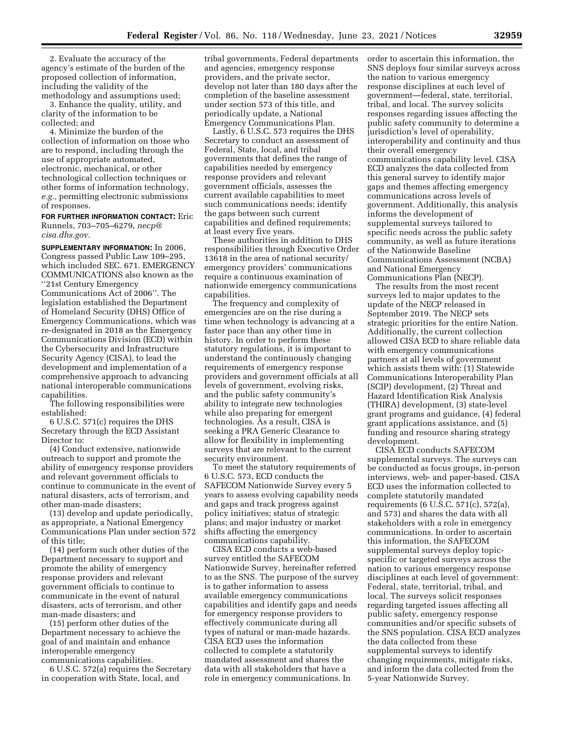2. Evaluate the accuracy of the agency's estimate of the burden of the proposed collection of information, including the validity of the methodology and assumptions used;

3. Enhance the quality, utility, and clarity of the information to be collected; and

4. Minimize the burden of the collection of information on those who are to respond, including through the use of appropriate automated, electronic, mechanical, or other technological collection techniques or other forms of information technology, *e.g.,* permitting electronic submissions of responses.

**FOR FURTHER INFORMATION CONTACT:** Eric Runnels, 703–705–6279, *necp@cisa.dhs.gov.*

**SUPPLEMENTARY INFORMATION:** In 2006, Congress passed Public Law 109–295, which included SEC. 671. EMERGENCY COMMUNICATIONS also known as the ''21st Century Emergency Communications Act of 2006''. The legislation established the Department of Homeland Security (DHS) Office of Emergency Communications, which was re-designated in 2018 as the Emergency Communications Division (ECD) within the Cybersecurity and Infrastructure Security Agency (CISA), to lead the development and implementation of a comprehensive approach to advancing national interoperable communications capabilities.

The following responsibilities were established:

6 U.S.C. 571(c) requires the DHS Secretary through the ECD Assistant Director to:

(4) Conduct extensive, nationwide outreach to support and promote the ability of emergency response providers and relevant government officials to continue to communicate in the event of natural disasters, acts of terrorism, and other man-made disasters;

(13) develop and update periodically, as appropriate, a National Emergency Communications Plan under section 572 of this title;

(14) perform such other duties of the Department necessary to support and promote the ability of emergency response providers and relevant government officials to continue to communicate in the event of natural disasters, acts of terrorism, and other man-made disasters; and

(15) perform other duties of the Department necessary to achieve the goal of and maintain and enhance interoperable emergency communications capabilities.

6 U.S.C. 572(a) requires the Secretary in cooperation with State, local, and tribal governments, Federal departments and agencies, emergency response providers, and the private sector, develop not later than 180 days after the completion of the baseline assessment under section 573 of this title, and periodically update, a National Emergency Communications Plan.

Lastly, 6 U.S.C. 573 requires the DHS Secretary to conduct an assessment of Federal, State, local, and tribal governments that defines the range of capabilities needed by emergency response providers and relevant government officials, assesses the current available capabilities to meet such communications needs; identify the gaps between such current capabilities and defined requirements; at least every five years.

These authorities in addition to DHS responsibilities through Executive Order 13618 in the area of national security/emergency providers' communications require a continuous examination of nationwide emergency communications capabilities.

The frequency and complexity of emergencies are on the rise during a time when technology is advancing at a faster pace than any other time in history. In order to perform these statutory regulations, it is important to understand the continuously changing requirements of emergency response providers and government officials at all levels of government, evolving risks, and the public safety community's ability to integrate new technologies while also preparing for emergent technologies. As a result, CISA is seeking a PRA Generic Clearance to allow for flexibility in implementing surveys that are relevant to the current security environment.

To meet the statutory requirements of 6 U.S.C. 573, ECD conducts the SAFECOM Nationwide Survey every 5 years to assess evolving capability needs and gaps and track progress against policy initiatives; status of strategic plans; and major industry or market shifts affecting the emergency communications capability.

CISA ECD conducts a web-based survey entitled the SAFECOM Nationwide Survey, hereinafter referred to as the SNS. The purpose of the survey is to gather information to assess available emergency communications capabilities and identify gaps and needs for emergency response providers to effectively communicate during all types of natural or man-made hazards. CISA ECD uses the information collected to complete a statutorily mandated assessment and shares the data with all stakeholders that have a role in emergency communications. In order to ascertain this information, the SNS deploys four similar surveys across the nation to various emergency response disciplines at each level of government—federal, state, territorial, tribal, and local. The survey solicits responses regarding issues affecting the public safety community to determine a jurisdiction's level of operability, interoperability and continuity and thus their overall emergency communications capability level. CISA ECD analyzes the data collected from this general survey to identify major gaps and themes affecting emergency communications across levels of government. Additionally, this analysis informs the development of supplemental surveys tailored to specific needs across the public safety community, as well as future iterations of the Nationwide Baseline Communications Assessment (NCBA) and National Emergency Communications Plan (NECP).

The results from the most recent surveys led to major updates to the update of the NECP released in September 2019. The NECP sets strategic priorities for the entire Nation. Additionally, the current collection allowed CISA ECD to share reliable data with emergency communications partners at all levels of government which assists them with: (1) Statewide Communications Interoperability Plan (SCIP) development, (2) Threat and Hazard Identification Risk Analysis (THIRA) development, (3) state-level grant programs and guidance, (4) federal grant applications assistance, and (5) funding and resource sharing strategy development.

CISA ECD conducts SAFECOM supplemental surveys. The surveys can be conducted as focus groups, in-person interviews, web- and paper-based. CISA ECD uses the information collected to complete statutorily mandated requirements (6 U.S.C. 571(c), 572(a), and 573) and shares the data with all stakeholders with a role in emergency communications. In order to ascertain this information, the SAFECOM supplemental surveys deploy topic-specific or targeted surveys across the nation to various emergency response disciplines at each level of government: Federal, state, territorial, tribal, and local. The surveys solicit responses regarding targeted issues affecting all public safety, emergency response communities and/or specific subsets of the SNS population. CISA ECD analyzes the data collected from these supplemental surveys to identify changing requirements, mitigate risks, and inform the data collected from the 5-year Nationwide Survey.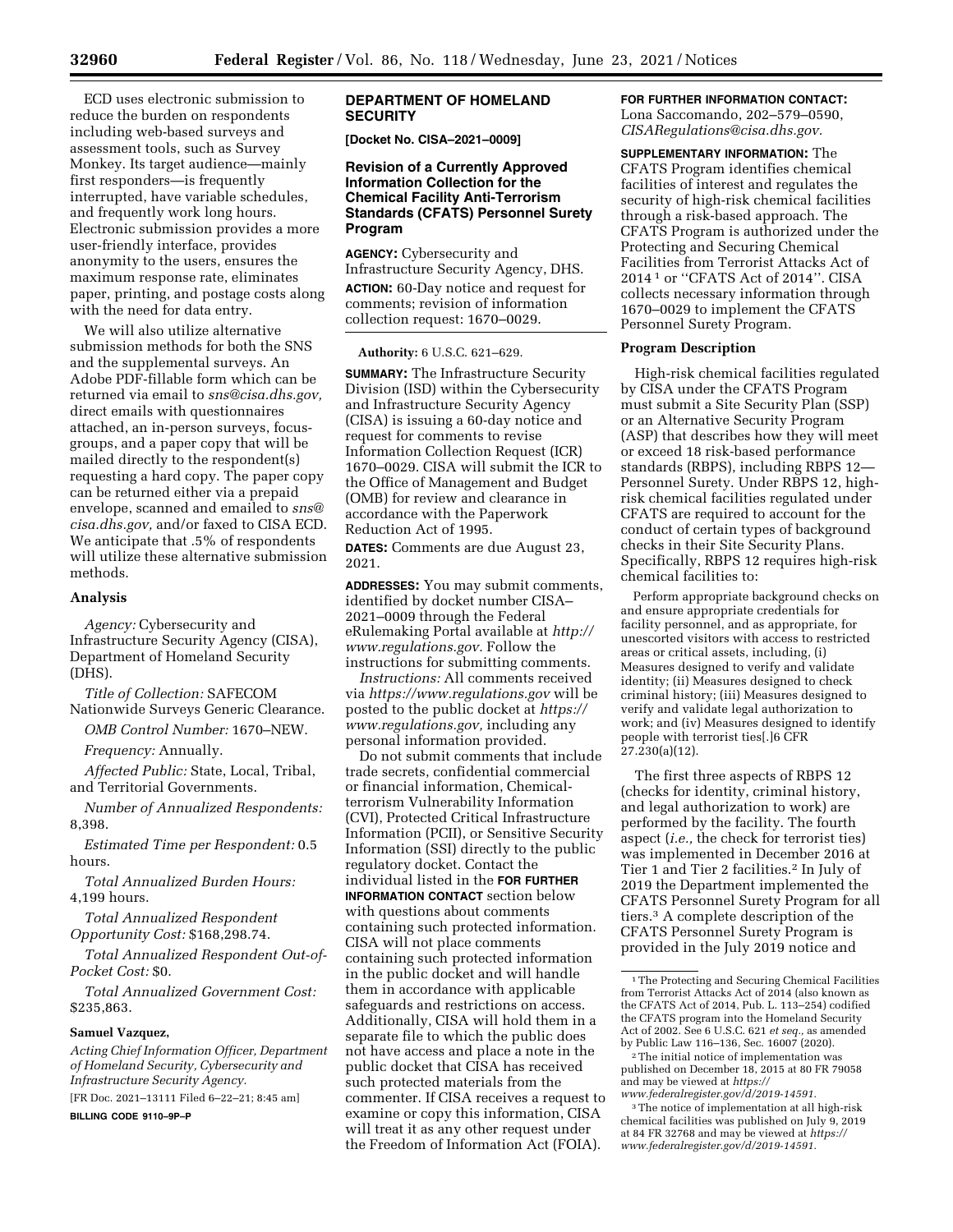ECD uses electronic submission to reduce the burden on respondents including web-based surveys and assessment tools, such as Survey Monkey. Its target audience—mainly first responders—is frequently interrupted, have variable schedules, and frequently work long hours. Electronic submission provides a more user-friendly interface, provides anonymity to the users, ensures the maximum response rate, eliminates paper, printing, and postage costs along with the need for data entry.

We will also utilize alternative submission methods for both the SNS and the supplemental surveys. An Adobe PDF-fillable form which can be returned via email to *sns@cisa.dhs.gov,* direct emails with questionnaires attached, an in-person surveys, focus-groups, and a paper copy that will be mailed directly to the respondent(s) requesting a hard copy. The paper copy can be returned either via a prepaid envelope, scanned and emailed to *sns@cisa.dhs.gov,* and/or faxed to CISA ECD. We anticipate that .5% of respondents will utilize these alternative submission methods.

## Analysis

*Agency:* Cybersecurity and Infrastructure Security Agency (CISA), Department of Homeland Security (DHS).

*Title of Collection:* SAFECOM Nationwide Surveys Generic Clearance.

*OMB Control Number:* 1670–NEW.

*Frequency:* Annually.

*Affected Public:* State, Local, Tribal, and Territorial Governments.

*Number of Annualized Respondents:* 8,398.

*Estimated Time per Respondent:* 0.5 hours.

*Total Annualized Burden Hours:* 4,199 hours.

*Total Annualized Respondent Opportunity Cost:* $168,298.74.

*Total Annualized Respondent Out-of-Pocket Cost:* $0.

*Total Annualized Government Cost:* $235,863.

**Samuel Vazquez,**

*Acting Chief Information Officer, Department of Homeland Security, Cybersecurity and Infrastructure Security Agency.*

[FR Doc. 2021–13111 Filed 6–22–21; 8:45 am]

**BILLING CODE 9110–9P–P**

# DEPARTMENT OF HOMELAND SECURITY

**[Docket No. CISA–2021–0009]**

## Revision of a Currently Approved Information Collection for the Chemical Facility Anti-Terrorism Standards (CFATS) Personnel Surety Program

**AGENCY:** Cybersecurity and Infrastructure Security Agency, DHS.

**ACTION:** 60-Day notice and request for comments; revision of information collection request: 1670–0029.

---

**Authority:** 6 U.S.C. 621–629.

**SUMMARY:** The Infrastructure Security Division (ISD) within the Cybersecurity and Infrastructure Security Agency (CISA) is issuing a 60-day notice and request for comments to revise Information Collection Request (ICR) 1670–0029. CISA will submit the ICR to the Office of Management and Budget (OMB) for review and clearance in accordance with the Paperwork Reduction Act of 1995.

**DATES:** Comments are due August 23, 2021.

**ADDRESSES:** You may submit comments, identified by docket number CISA–2021–0009 through the Federal eRulemaking Portal available at *http://www.regulations.gov.* Follow the instructions for submitting comments.

*Instructions:* All comments received via *https://www.regulations.gov* will be posted to the public docket at *https://www.regulations.gov,* including any personal information provided.

Do not submit comments that include trade secrets, confidential commercial or financial information, Chemical-terrorism Vulnerability Information (CVI), Protected Critical Infrastructure Information (PCII), or Sensitive Security Information (SSI) directly to the public regulatory docket. Contact the individual listed in the **FOR FURTHER INFORMATION CONTACT** section below with questions about comments containing such protected information. CISA will not place comments containing such protected information in the public docket and will handle them in accordance with applicable safeguards and restrictions on access. Additionally, CISA will hold them in a separate file to which the public does not have access and place a note in the public docket that CISA has received such protected materials from the commenter. If CISA receives a request to examine or copy this information, CISA will treat it as any other request under the Freedom of Information Act (FOIA).

**FOR FURTHER INFORMATION CONTACT:** Lona Saccomando, 202–579–0590, *CISARegulations@cisa.dhs.gov.*

**SUPPLEMENTARY INFORMATION:** The CFATS Program identifies chemical facilities of interest and regulates the security of high-risk chemical facilities through a risk-based approach. The CFATS Program is authorized under the Protecting and Securing Chemical Facilities from Terrorist Attacks Act of 2014 [1] or "CFATS Act of 2014". CISA collects necessary information through 1670–0029 to implement the CFATS Personnel Surety Program.

### Program Description

High-risk chemical facilities regulated by CISA under the CFATS Program must submit a Site Security Plan (SSP) or an Alternative Security Program (ASP) that describes how they will meet or exceed 18 risk-based performance standards (RBPS), including RBPS 12—Personnel Surety. Under RBPS 12, high-risk chemical facilities regulated under CFATS are required to account for the conduct of certain types of background checks in their Site Security Plans. Specifically, RBPS 12 requires high-risk chemical facilities to:

> Perform appropriate background checks on and ensure appropriate credentials for facility personnel, and as appropriate, for unescorted visitors with access to restricted areas or critical assets, including, (i) Measures designed to verify and validate identity; (ii) Measures designed to check criminal history; (iii) Measures designed to verify and validate legal authorization to work; and (iv) Measures designed to identify people with terrorist ties[.]6 CFR 27.230(a)(12).

The first three aspects of RBPS 12 (checks for identity, criminal history, and legal authorization to work) are performed by the facility. The fourth aspect (*i.e.,* the check for terrorist ties) was implemented in December 2016 at Tier 1 and Tier 2 facilities.[2] In July of 2019 the Department implemented the CFATS Personnel Surety Program for all tiers.[3] A complete description of the CFATS Personnel Surety Program is provided in the July 2019 notice and

---

[1] The Protecting and Securing Chemical Facilities from Terrorist Attacks Act of 2014 (also known as the CFATS Act of 2014, Pub. L. 113–254) codified the CFATS program into the Homeland Security Act of 2002. See 6 U.S.C. 621 *et seq.,* as amended by Public Law 116–136, Sec. 16007 (2020).

[2] The initial notice of implementation was published on December 18, 2015 at 80 FR 79058 and may be viewed at *https://www.federalregister.gov/d/2019-14591.*

[3] The notice of implementation at all high-risk chemical facilities was published on July 9, 2019 at 84 FR 32768 and may be viewed at *https://www.federalregister.gov/d/2019-14591.*